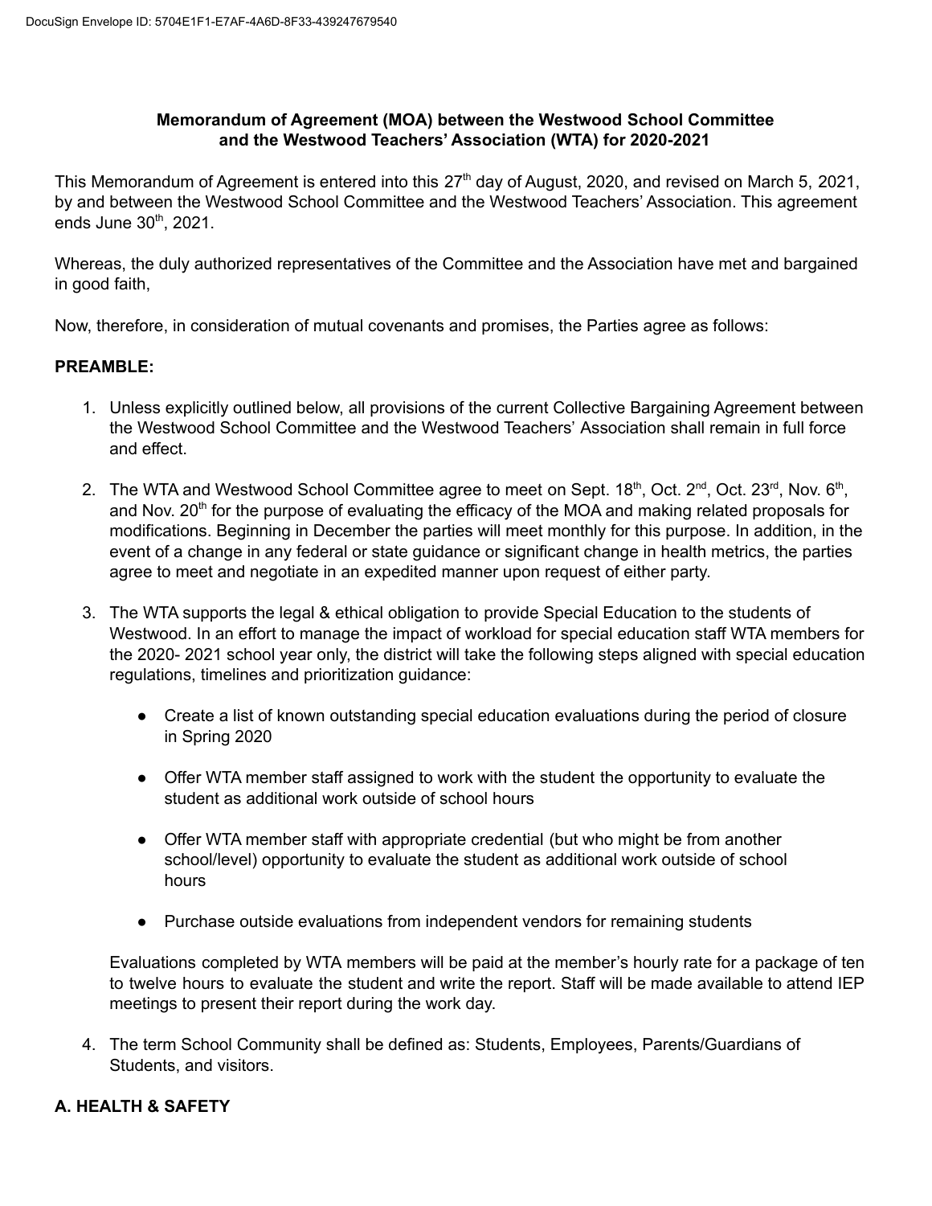**Memorandum of Agreement (MOA) between the Westwood School Committee and the Westwood Teachers' Association (WTA) for 2020-2021**

This Memorandum of Agreement is entered into this 27th day of August, 2020, and revised on March 5, 2021, by and between the Westwood School Committee and the Westwood Teachers' Association. This agreement ends June 30th, 2021.

Whereas, the duly authorized representatives of the Committee and the Association have met and bargained in good faith,

Now, therefore, in consideration of mutual covenants and promises, the Parties agree as follows:

## PREAMBLE:

1. Unless explicitly outlined below, all provisions of the current Collective Bargaining Agreement between the Westwood School Committee and the Westwood Teachers' Association shall remain in full force and effect.

2. The WTA and Westwood School Committee agree to meet on Sept. 18th, Oct. 2nd, Oct. 23rd, Nov. 6th, and Nov. 20th for the purpose of evaluating the efficacy of the MOA and making related proposals for modifications. Beginning in December the parties will meet monthly for this purpose. In addition, in the event of a change in any federal or state guidance or significant change in health metrics, the parties agree to meet and negotiate in an expedited manner upon request of either party.

3. The WTA supports the legal & ethical obligation to provide Special Education to the students of Westwood. In an effort to manage the impact of workload for special education staff WTA members for the 2020- 2021 school year only, the district will take the following steps aligned with special education regulations, timelines and prioritization guidance:

   - Create a list of known outstanding special education evaluations during the period of closure in Spring 2020

   - Offer WTA member staff assigned to work with the student the opportunity to evaluate the student as additional work outside of school hours

   - Offer WTA member staff with appropriate credential (but who might be from another school/level) opportunity to evaluate the student as additional work outside of school hours

   - Purchase outside evaluations from independent vendors for remaining students

   Evaluations completed by WTA members will be paid at the member's hourly rate for a package of ten to twelve hours to evaluate the student and write the report. Staff will be made available to attend IEP meetings to present their report during the work day.

4. The term School Community shall be defined as: Students, Employees, Parents/Guardians of Students, and visitors.

## A. HEALTH & SAFETY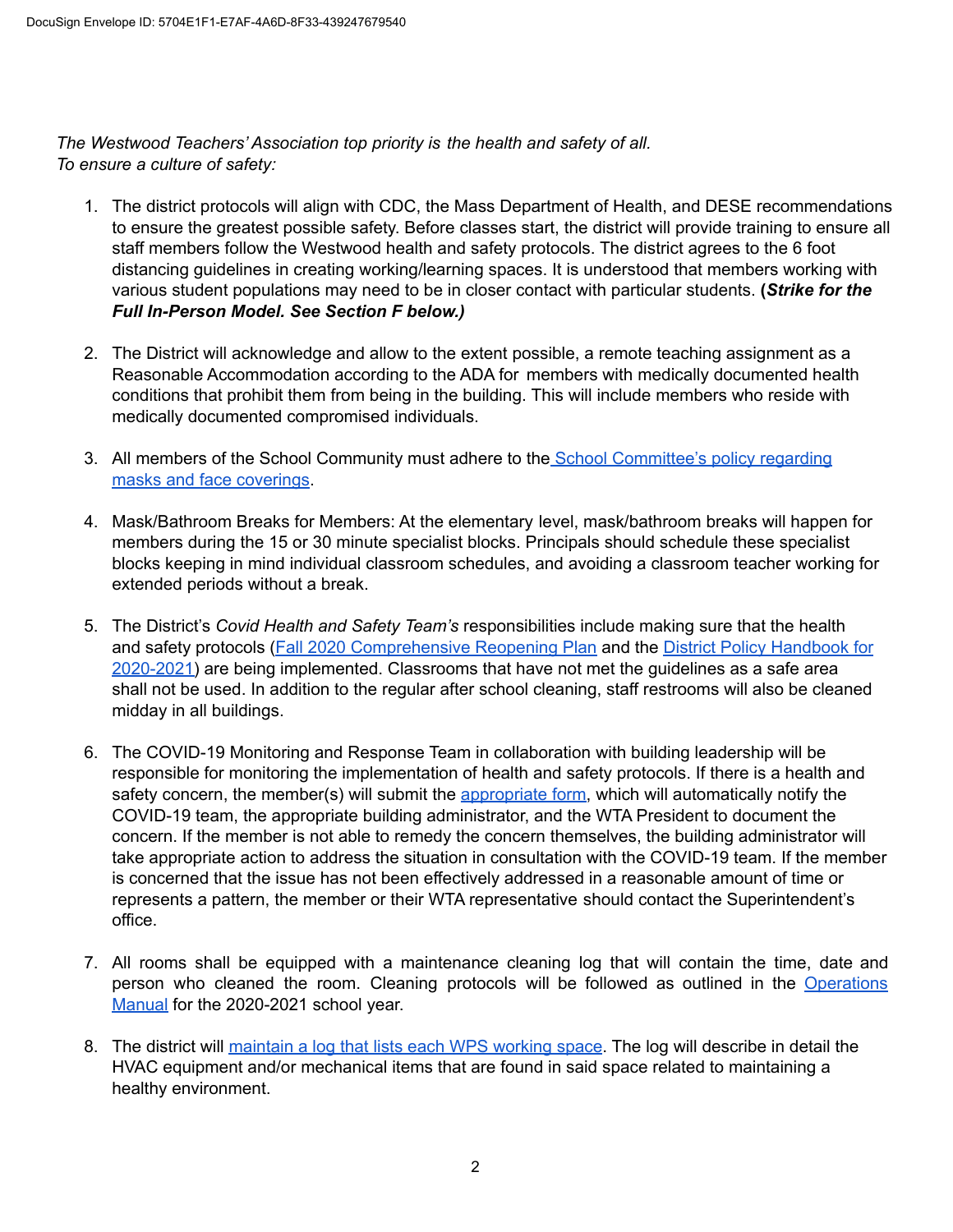*The Westwood Teachers' Association top priority is the health and safety of all.*
*To ensure a culture of safety:*

1. The district protocols will align with CDC, the Mass Department of Health, and DESE recommendations to ensure the greatest possible safety. Before classes start, the district will provide training to ensure all staff members follow the Westwood health and safety protocols. The district agrees to the 6 foot distancing guidelines in creating working/learning spaces. It is understood that members working with various student populations may need to be in closer contact with particular students. **(*Strike for the Full In-Person Model. See Section F below.)***

2. The District will acknowledge and allow to the extent possible, a remote teaching assignment as a Reasonable Accommodation according to the ADA for members with medically documented health conditions that prohibit them from being in the building. This will include members who reside with medically documented compromised individuals.

3. All members of the School Community must adhere to the School Committee's policy regarding masks and face coverings.

4. Mask/Bathroom Breaks for Members: At the elementary level, mask/bathroom breaks will happen for members during the 15 or 30 minute specialist blocks. Principals should schedule these specialist blocks keeping in mind individual classroom schedules, and avoiding a classroom teacher working for extended periods without a break.

5. The District's *Covid Health and Safety Team's* responsibilities include making sure that the health and safety protocols (Fall 2020 Comprehensive Reopening Plan and the District Policy Handbook for 2020-2021) are being implemented. Classrooms that have not met the guidelines as a safe area shall not be used. In addition to the regular after school cleaning, staff restrooms will also be cleaned midday in all buildings.

6. The COVID-19 Monitoring and Response Team in collaboration with building leadership will be responsible for monitoring the implementation of health and safety protocols. If there is a health and safety concern, the member(s) will submit the appropriate form, which will automatically notify the COVID-19 team, the appropriate building administrator, and the WTA President to document the concern. If the member is not able to remedy the concern themselves, the building administrator will take appropriate action to address the situation in consultation with the COVID-19 team. If the member is concerned that the issue has not been effectively addressed in a reasonable amount of time or represents a pattern, the member or their WTA representative should contact the Superintendent's office.

7. All rooms shall be equipped with a maintenance cleaning log that will contain the time, date and person who cleaned the room. Cleaning protocols will be followed as outlined in the Operations Manual for the 2020-2021 school year.

8. The district will maintain a log that lists each WPS working space. The log will describe in detail the HVAC equipment and/or mechanical items that are found in said space related to maintaining a healthy environment.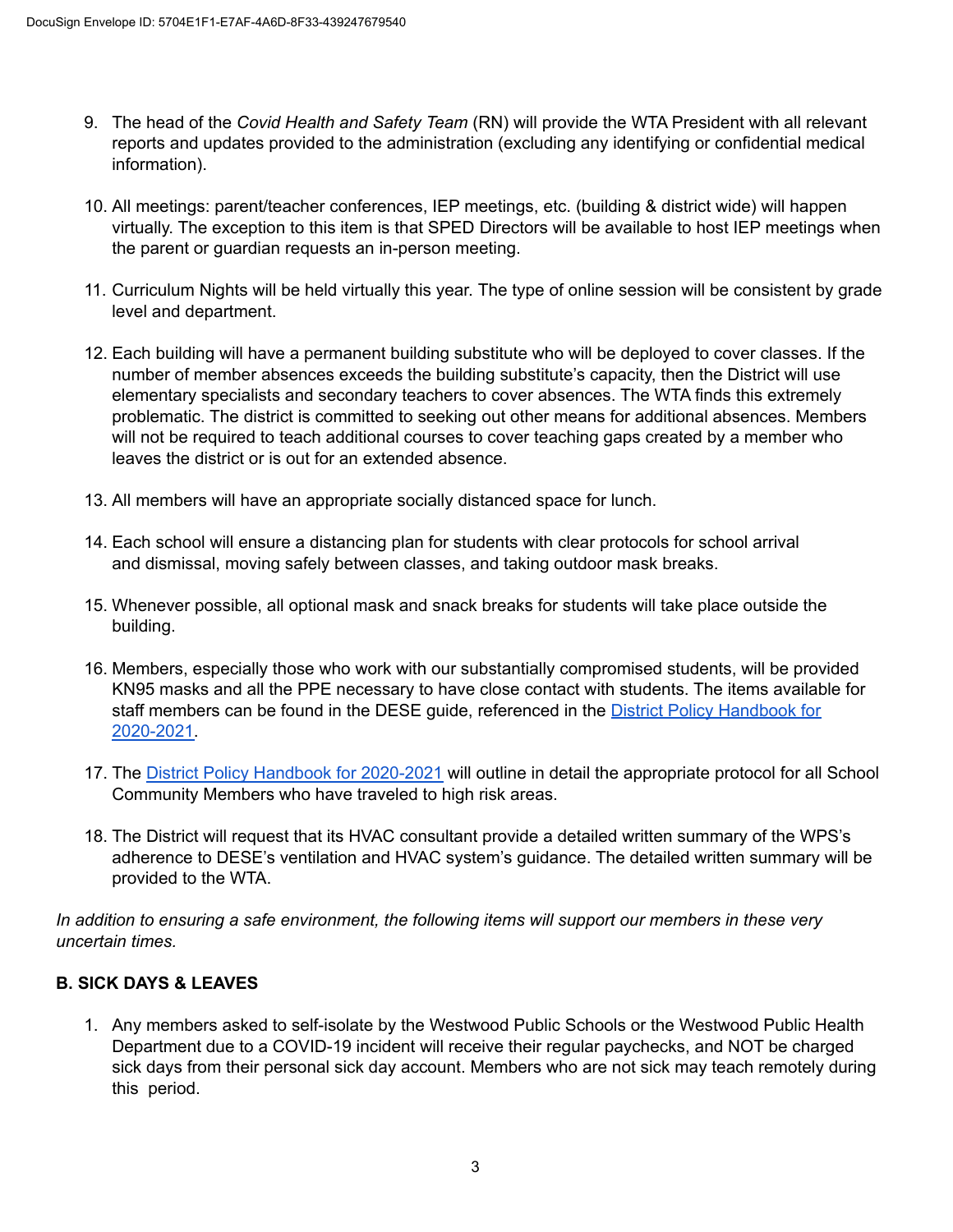9. The head of the *Covid Health and Safety Team* (RN) will provide the WTA President with all relevant reports and updates provided to the administration (excluding any identifying or confidential medical information).

10. All meetings: parent/teacher conferences, IEP meetings, etc. (building & district wide) will happen virtually. The exception to this item is that SPED Directors will be available to host IEP meetings when the parent or guardian requests an in-person meeting.

11. Curriculum Nights will be held virtually this year. The type of online session will be consistent by grade level and department.

12. Each building will have a permanent building substitute who will be deployed to cover classes. If the number of member absences exceeds the building substitute's capacity, then the District will use elementary specialists and secondary teachers to cover absences. The WTA finds this extremely problematic. The district is committed to seeking out other means for additional absences. Members will not be required to teach additional courses to cover teaching gaps created by a member who leaves the district or is out for an extended absence.

13. All members will have an appropriate socially distanced space for lunch.

14. Each school will ensure a distancing plan for students with clear protocols for school arrival and dismissal, moving safely between classes, and taking outdoor mask breaks.

15. Whenever possible, all optional mask and snack breaks for students will take place outside the building.

16. Members, especially those who work with our substantially compromised students, will be provided KN95 masks and all the PPE necessary to have close contact with students. The items available for staff members can be found in the DESE guide, referenced in the District Policy Handbook for 2020-2021.

17. The District Policy Handbook for 2020-2021 will outline in detail the appropriate protocol for all School Community Members who have traveled to high risk areas.

18. The District will request that its HVAC consultant provide a detailed written summary of the WPS's adherence to DESE's ventilation and HVAC system's guidance. The detailed written summary will be provided to the WTA.

*In addition to ensuring a safe environment, the following items will support our members in these very uncertain times.*

**B. SICK DAYS & LEAVES**

1. Any members asked to self-isolate by the Westwood Public Schools or the Westwood Public Health Department due to a COVID-19 incident will receive their regular paychecks, and NOT be charged sick days from their personal sick day account. Members who are not sick may teach remotely during this period.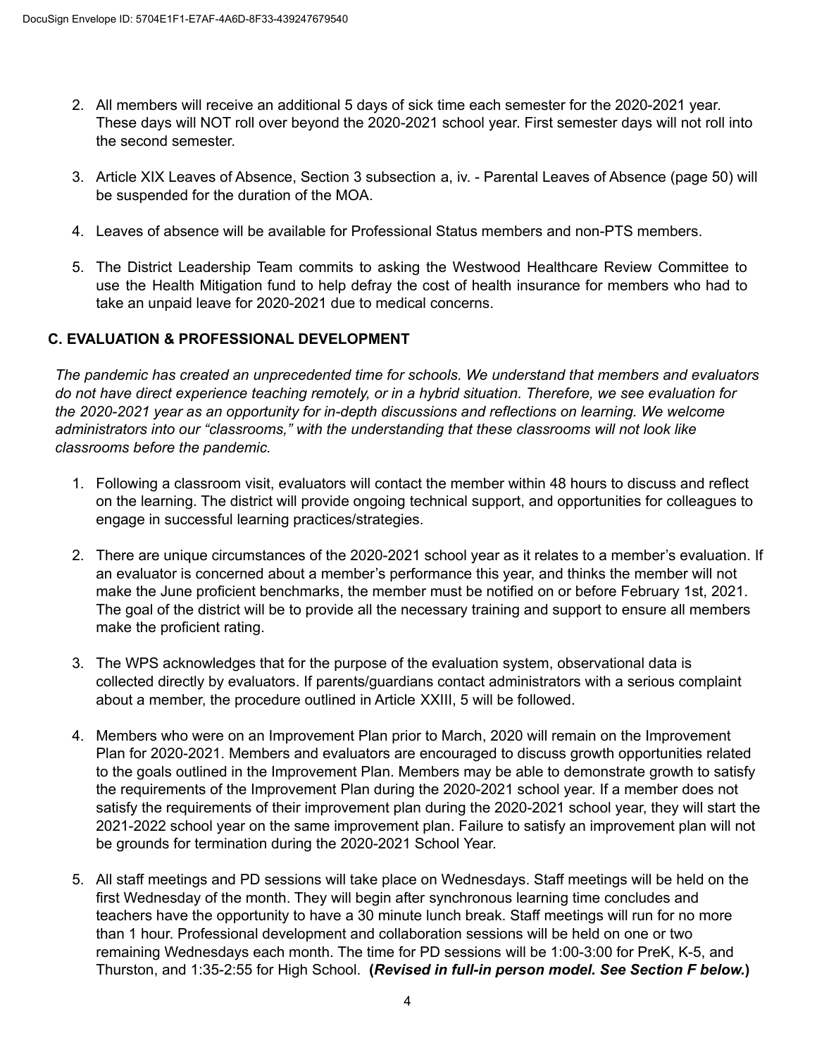2. All members will receive an additional 5 days of sick time each semester for the 2020-2021 year. These days will NOT roll over beyond the 2020-2021 school year. First semester days will not roll into the second semester.

3. Article XIX Leaves of Absence, Section 3 subsection a, iv. - Parental Leaves of Absence (page 50) will be suspended for the duration of the MOA.

4. Leaves of absence will be available for Professional Status members and non-PTS members.

5. The District Leadership Team commits to asking the Westwood Healthcare Review Committee to use the Health Mitigation fund to help defray the cost of health insurance for members who had to take an unpaid leave for 2020-2021 due to medical concerns.

### C. EVALUATION & PROFESSIONAL DEVELOPMENT

*The pandemic has created an unprecedented time for schools. We understand that members and evaluators do not have direct experience teaching remotely, or in a hybrid situation. Therefore, we see evaluation for the 2020-2021 year as an opportunity for in-depth discussions and reflections on learning. We welcome administrators into our "classrooms," with the understanding that these classrooms will not look like classrooms before the pandemic.*

1. Following a classroom visit, evaluators will contact the member within 48 hours to discuss and reflect on the learning. The district will provide ongoing technical support, and opportunities for colleagues to engage in successful learning practices/strategies.

2. There are unique circumstances of the 2020-2021 school year as it relates to a member's evaluation. If an evaluator is concerned about a member's performance this year, and thinks the member will not make the June proficient benchmarks, the member must be notified on or before February 1st, 2021. The goal of the district will be to provide all the necessary training and support to ensure all members make the proficient rating.

3. The WPS acknowledges that for the purpose of the evaluation system, observational data is collected directly by evaluators. If parents/guardians contact administrators with a serious complaint about a member, the procedure outlined in Article XXIII, 5 will be followed.

4. Members who were on an Improvement Plan prior to March, 2020 will remain on the Improvement Plan for 2020-2021. Members and evaluators are encouraged to discuss growth opportunities related to the goals outlined in the Improvement Plan. Members may be able to demonstrate growth to satisfy the requirements of the Improvement Plan during the 2020-2021 school year. If a member does not satisfy the requirements of their improvement plan during the 2020-2021 school year, they will start the 2021-2022 school year on the same improvement plan. Failure to satisfy an improvement plan will not be grounds for termination during the 2020-2021 School Year.

5. All staff meetings and PD sessions will take place on Wednesdays. Staff meetings will be held on the first Wednesday of the month. They will begin after synchronous learning time concludes and teachers have the opportunity to have a 30 minute lunch break. Staff meetings will run for no more than 1 hour. Professional development and collaboration sessions will be held on one or two remaining Wednesdays each month. The time for PD sessions will be 1:00-3:00 for PreK, K-5, and Thurston, and 1:35-2:55 for High School. **(*Revised in full-in person model. See Section F below.*)**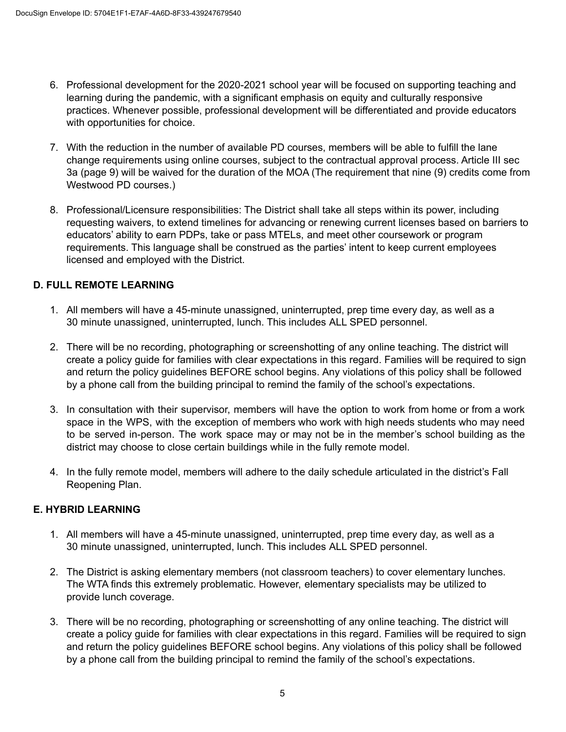6. Professional development for the 2020-2021 school year will be focused on supporting teaching and learning during the pandemic, with a significant emphasis on equity and culturally responsive practices. Whenever possible, professional development will be differentiated and provide educators with opportunities for choice.

7. With the reduction in the number of available PD courses, members will be able to fulfill the lane change requirements using online courses, subject to the contractual approval process. Article III sec 3a (page 9) will be waived for the duration of the MOA (The requirement that nine (9) credits come from Westwood PD courses.)

8. Professional/Licensure responsibilities: The District shall take all steps within its power, including requesting waivers, to extend timelines for advancing or renewing current licenses based on barriers to educators' ability to earn PDPs, take or pass MTELs, and meet other coursework or program requirements. This language shall be construed as the parties' intent to keep current employees licensed and employed with the District.

### D. FULL REMOTE LEARNING

1. All members will have a 45-minute unassigned, uninterrupted, prep time every day, as well as a 30 minute unassigned, uninterrupted, lunch. This includes ALL SPED personnel.

2. There will be no recording, photographing or screenshotting of any online teaching. The district will create a policy guide for families with clear expectations in this regard. Families will be required to sign and return the policy guidelines BEFORE school begins. Any violations of this policy shall be followed by a phone call from the building principal to remind the family of the school's expectations.

3. In consultation with their supervisor, members will have the option to work from home or from a work space in the WPS, with the exception of members who work with high needs students who may need to be served in-person. The work space may or may not be in the member's school building as the district may choose to close certain buildings while in the fully remote model.

4. In the fully remote model, members will adhere to the daily schedule articulated in the district's Fall Reopening Plan.

### E. HYBRID LEARNING

1. All members will have a 45-minute unassigned, uninterrupted, prep time every day, as well as a 30 minute unassigned, uninterrupted, lunch. This includes ALL SPED personnel.

2. The District is asking elementary members (not classroom teachers) to cover elementary lunches. The WTA finds this extremely problematic. However, elementary specialists may be utilized to provide lunch coverage.

3. There will be no recording, photographing or screenshotting of any online teaching. The district will create a policy guide for families with clear expectations in this regard. Families will be required to sign and return the policy guidelines BEFORE school begins. Any violations of this policy shall be followed by a phone call from the building principal to remind the family of the school's expectations.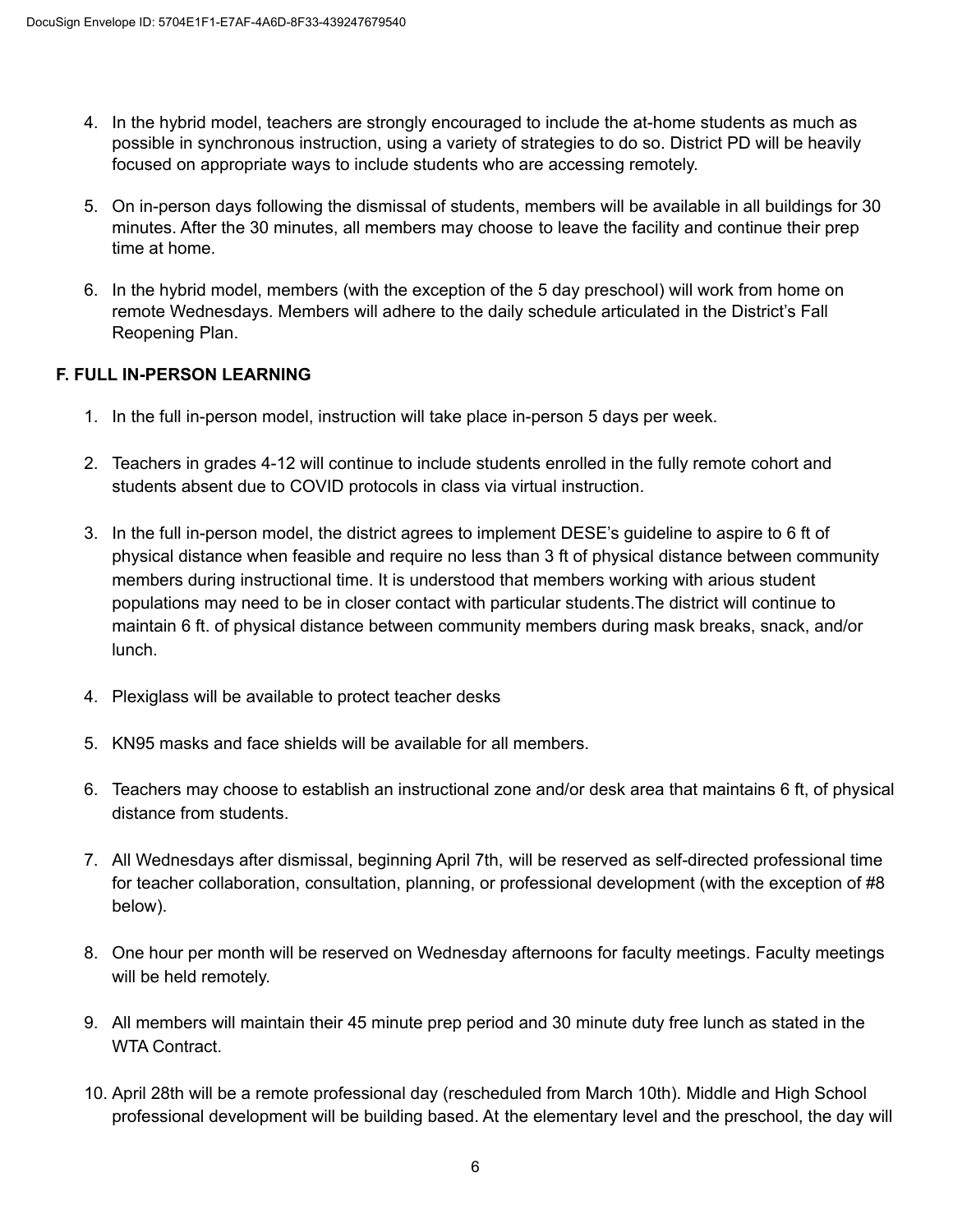4. In the hybrid model, teachers are strongly encouraged to include the at-home students as much as possible in synchronous instruction, using a variety of strategies to do so. District PD will be heavily focused on appropriate ways to include students who are accessing remotely.

5. On in-person days following the dismissal of students, members will be available in all buildings for 30 minutes. After the 30 minutes, all members may choose to leave the facility and continue their prep time at home.

6. In the hybrid model, members (with the exception of the 5 day preschool) will work from home on remote Wednesdays. Members will adhere to the daily schedule articulated in the District's Fall Reopening Plan.

**F. FULL IN-PERSON LEARNING**

1. In the full in-person model, instruction will take place in-person 5 days per week.

2. Teachers in grades 4-12 will continue to include students enrolled in the fully remote cohort and students absent due to COVID protocols in class via virtual instruction.

3. In the full in-person model, the district agrees to implement DESE's guideline to aspire to 6 ft of physical distance when feasible and require no less than 3 ft of physical distance between community members during instructional time. It is understood that members working with arious student populations may need to be in closer contact with particular students.The district will continue to maintain 6 ft. of physical distance between community members during mask breaks, snack, and/or lunch.

4. Plexiglass will be available to protect teacher desks

5. KN95 masks and face shields will be available for all members.

6. Teachers may choose to establish an instructional zone and/or desk area that maintains 6 ft, of physical distance from students.

7. All Wednesdays after dismissal, beginning April 7th, will be reserved as self-directed professional time for teacher collaboration, consultation, planning, or professional development (with the exception of #8 below).

8. One hour per month will be reserved on Wednesday afternoons for faculty meetings. Faculty meetings will be held remotely.

9. All members will maintain their 45 minute prep period and 30 minute duty free lunch as stated in the WTA Contract.

10. April 28th will be a remote professional day (rescheduled from March 10th). Middle and High School professional development will be building based. At the elementary level and the preschool, the day will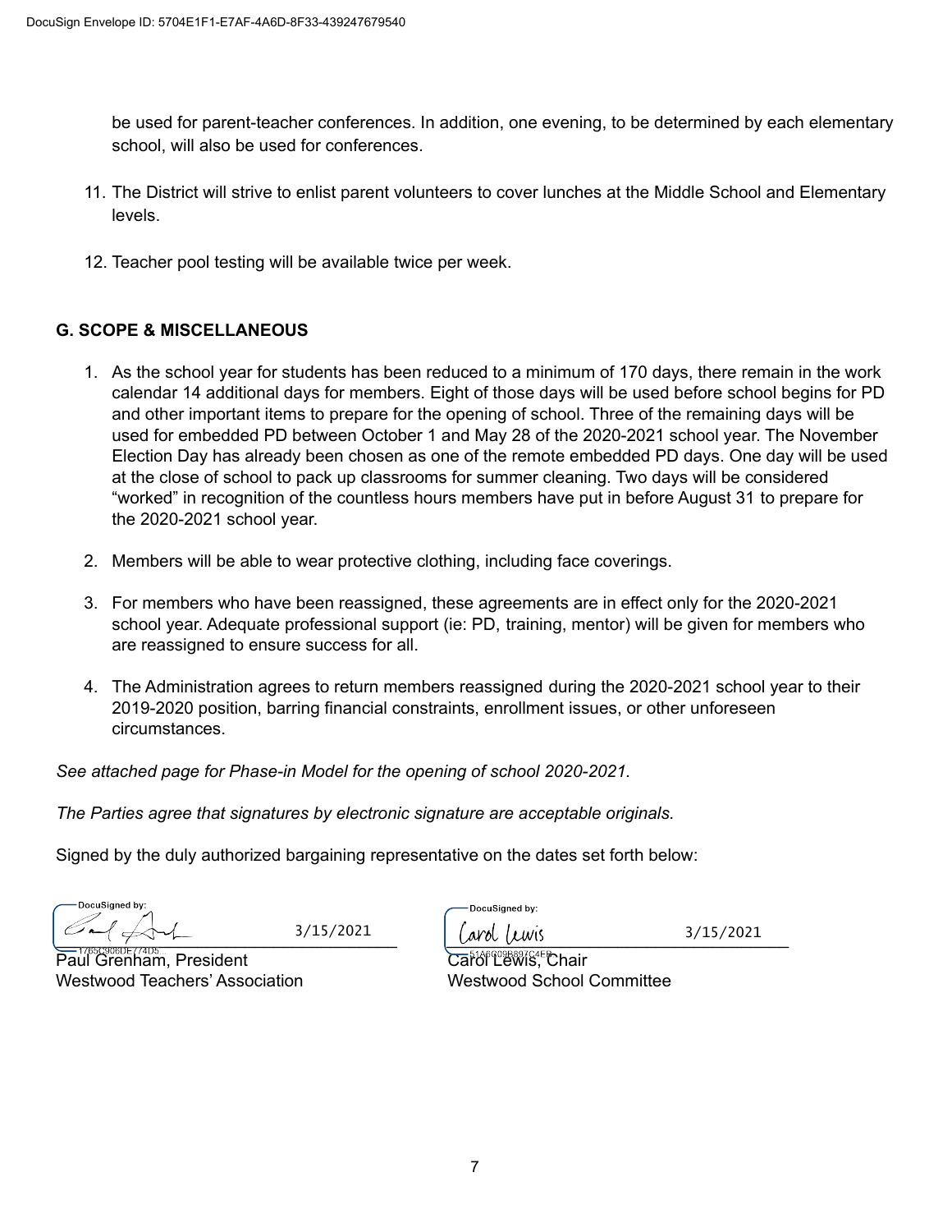be used for parent-teacher conferences. In addition, one evening, to be determined by each elementary school, will also be used for conferences.

11. The District will strive to enlist parent volunteers to cover lunches at the Middle School and Elementary levels.

12. Teacher pool testing will be available twice per week.

## G. SCOPE & MISCELLANEOUS

1. As the school year for students has been reduced to a minimum of 170 days, there remain in the work calendar 14 additional days for members. Eight of those days will be used before school begins for PD and other important items to prepare for the opening of school. Three of the remaining days will be used for embedded PD between October 1 and May 28 of the 2020-2021 school year. The November Election Day has already been chosen as one of the remote embedded PD days. One day will be used at the close of school to pack up classrooms for summer cleaning. Two days will be considered "worked" in recognition of the countless hours members have put in before August 31 to prepare for the 2020-2021 school year.

2. Members will be able to wear protective clothing, including face coverings.

3. For members who have been reassigned, these agreements are in effect only for the 2020-2021 school year. Adequate professional support (ie: PD, training, mentor) will be given for members who are reassigned to ensure success for all.

4. The Administration agrees to return members reassigned during the 2020-2021 school year to their 2019-2020 position, barring financial constraints, enrollment issues, or other unforeseen circumstances.

*See attached page for Phase-in Model for the opening of school 2020-2021.*

*The Parties agree that signatures by electronic signature are acceptable originals.*

Signed by the duly authorized bargaining representative on the dates set forth below:

| | |
|---|---|
| DocuSigned by: 3/15/2021 | DocuSigned by: Carol Lewis 3/15/2021 |
| Paul Grenham, President | Carol Lewis, Chair |
| Westwood Teachers' Association | Westwood School Committee |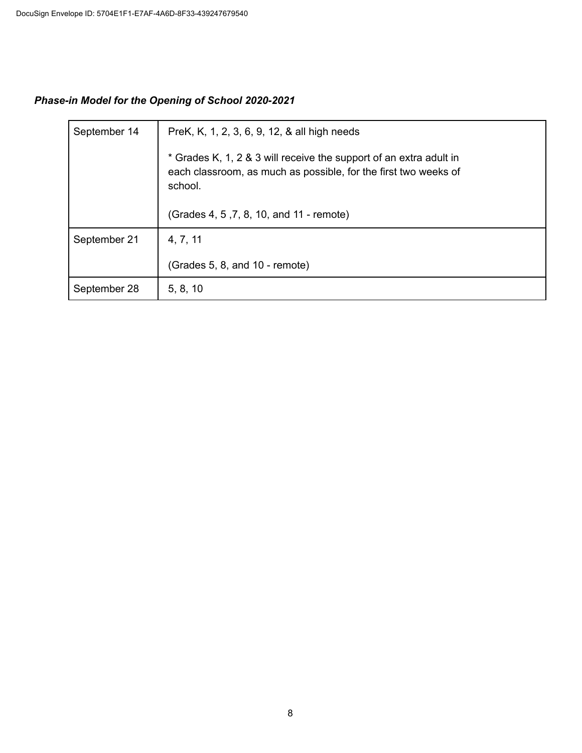***Phase-in Model for the Opening of School 2020-2021***

| | |
|---|---|
| September 14 | PreK, K, 1, 2, 3, 6, 9, 12, & all high needs<br><br>* Grades K, 1, 2 & 3 will receive the support of an extra adult in each classroom, as much as possible, for the first two weeks of school.<br><br>(Grades 4, 5 ,7, 8, 10, and 11 - remote) |
| September 21 | 4, 7, 11<br><br>(Grades 5, 8, and 10 - remote) |
| September 28 | 5, 8, 10 |